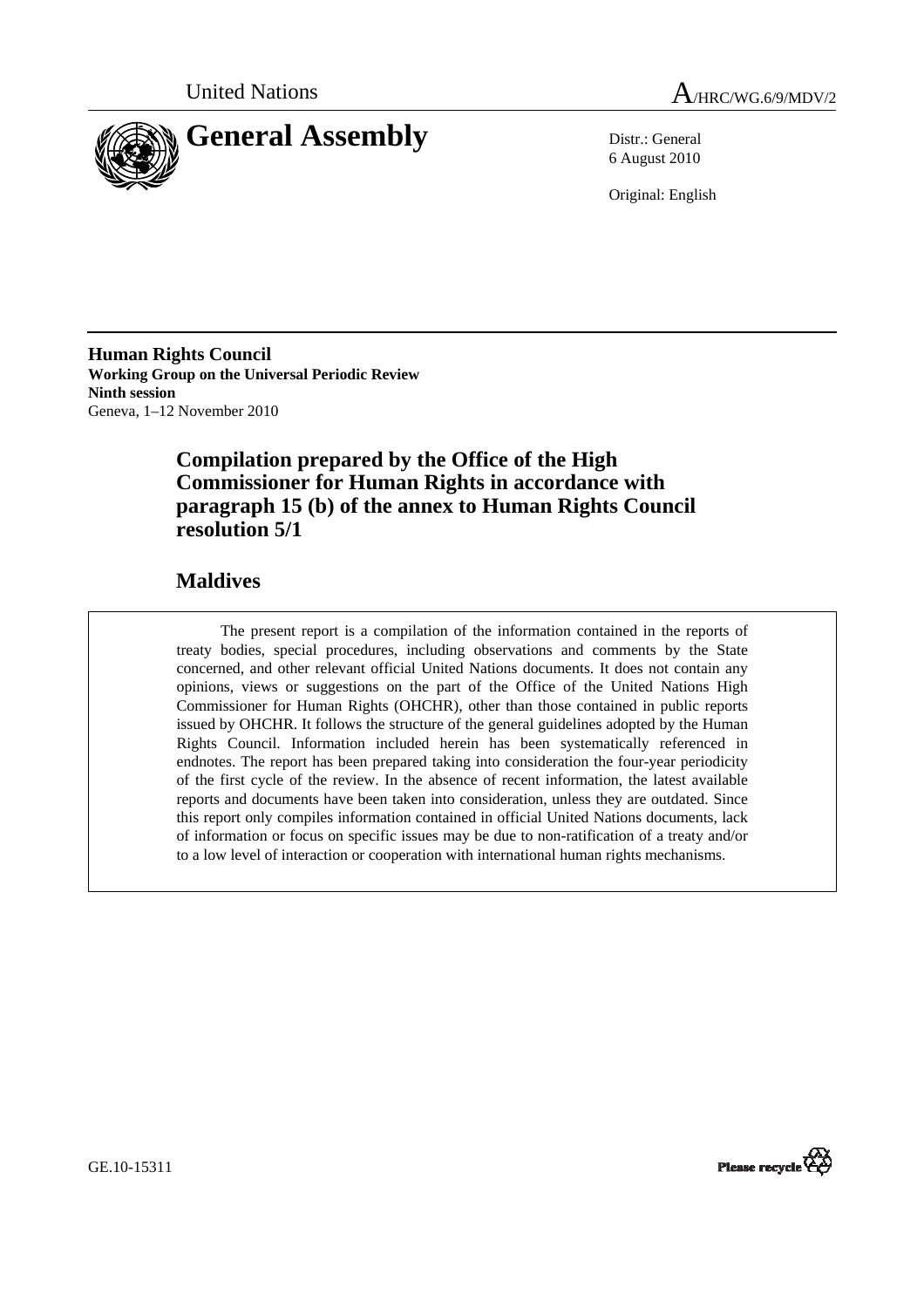United Nations

# General Assembly

A/HRC/WG.6/9/MDV/2

Distr.: General
6 August 2010

Original: English

**Human Rights Council**
**Working Group on the Universal Periodic Review**
**Ninth session**
Geneva, 1–12 November 2010

## Compilation prepared by the Office of the High Commissioner for Human Rights in accordance with paragraph 15 (b) of the annex to Human Rights Council resolution 5/1

## Maldives

The present report is a compilation of the information contained in the reports of treaty bodies, special procedures, including observations and comments by the State concerned, and other relevant official United Nations documents. It does not contain any opinions, views or suggestions on the part of the Office of the United Nations High Commissioner for Human Rights (OHCHR), other than those contained in public reports issued by OHCHR. It follows the structure of the general guidelines adopted by the Human Rights Council. Information included herein has been systematically referenced in endnotes. The report has been prepared taking into consideration the four-year periodicity of the first cycle of the review. In the absence of recent information, the latest available reports and documents have been taken into consideration, unless they are outdated. Since this report only compiles information contained in official United Nations documents, lack of information or focus on specific issues may be due to non-ratification of a treaty and/or to a low level of interaction or cooperation with international human rights mechanisms.

GE.10-15311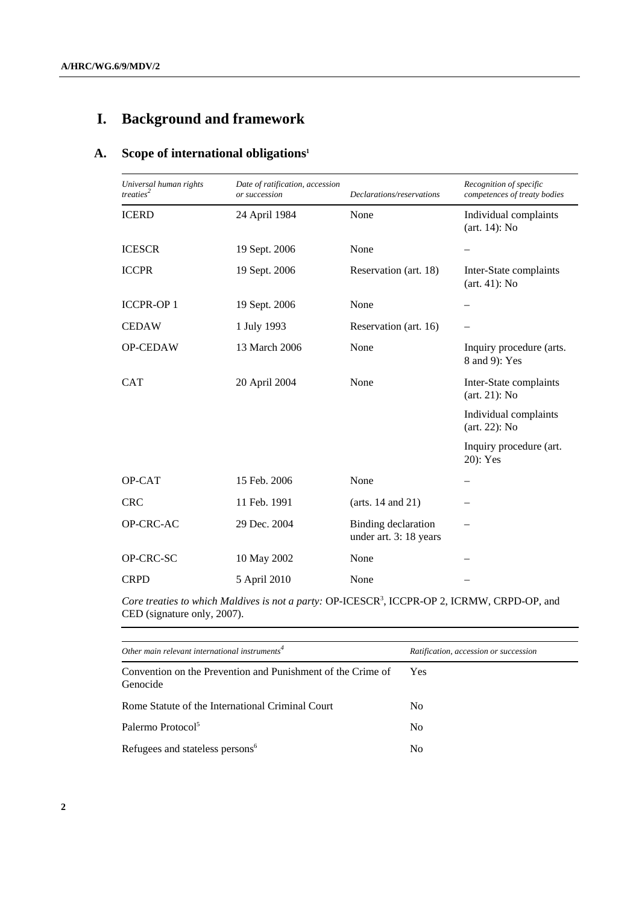# I. Background and framework

## A. Scope of international obligations[1]

| *Universal human rights treaties*[2] | *Date of ratification, accession or succession* | *Declarations/reservations* | *Recognition of specific competences of treaty bodies* |
|---|---|---|---|
| ICERD | 24 April 1984 | None | Individual complaints (art. 14): No |
| ICESCR | 19 Sept. 2006 | None | – |
| ICCPR | 19 Sept. 2006 | Reservation (art. 18) | Inter-State complaints (art. 41): No |
| ICCPR-OP 1 | 19 Sept. 2006 | None | – |
| CEDAW | 1 July 1993 | Reservation (art. 16) | – |
| OP-CEDAW | 13 March 2006 | None | Inquiry procedure (arts. 8 and 9): Yes |
| CAT | 20 April 2004 | None | Inter-State complaints (art. 21): No |
| | | | Individual complaints (art. 22): No |
| | | | Inquiry procedure (art. 20): Yes |
| OP-CAT | 15 Feb. 2006 | None | – |
| CRC | 11 Feb. 1991 | (arts. 14 and 21) | – |
| OP-CRC-AC | 29 Dec. 2004 | Binding declaration under art. 3: 18 years | – |
| OP-CRC-SC | 10 May 2002 | None | – |
| CRPD | 5 April 2010 | None | – |

*Core treaties to which Maldives is not a party:* OP-ICESCR[3], ICCPR-OP 2, ICRMW, CRPD-OP, and CED (signature only, 2007).

| *Other main relevant international instruments*[4] | *Ratification, accession or succession* |
|---|---|
| Convention on the Prevention and Punishment of the Crime of Genocide | Yes |
| Rome Statute of the International Criminal Court | No |
| Palermo Protocol[5] | No |
| Refugees and stateless persons[6] | No |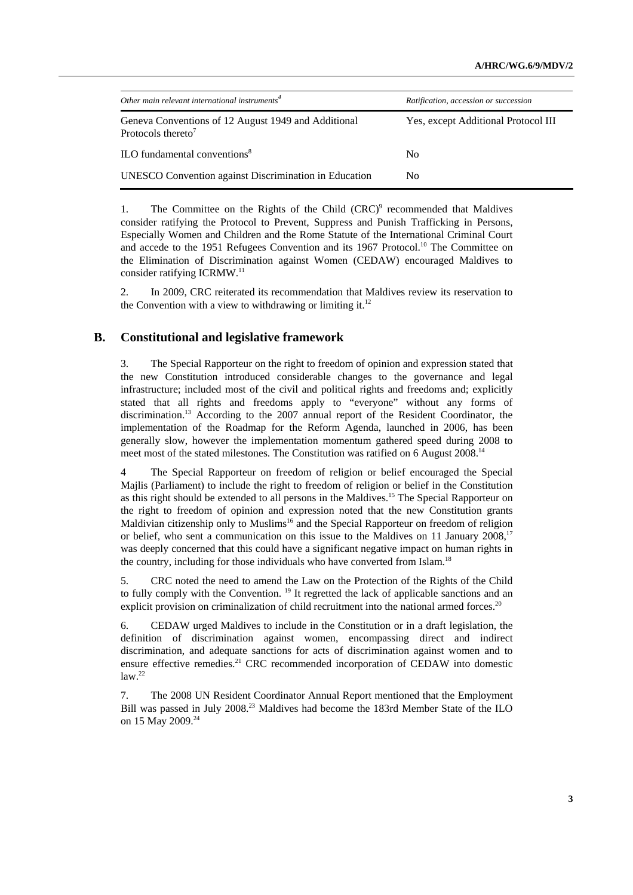| *Other main relevant international instruments*[4] | *Ratification, accession or succession* |
| --- | --- |
| Geneva Conventions of 12 August 1949 and Additional Protocols thereto[7] | Yes, except Additional Protocol III |
| ILO fundamental conventions[8] | No |
| UNESCO Convention against Discrimination in Education | No |

1. The Committee on the Rights of the Child (CRC)[9] recommended that Maldives consider ratifying the Protocol to Prevent, Suppress and Punish Trafficking in Persons, Especially Women and Children and the Rome Statute of the International Criminal Court and accede to the 1951 Refugees Convention and its 1967 Protocol.[10] The Committee on the Elimination of Discrimination against Women (CEDAW) encouraged Maldives to consider ratifying ICRMW.[11]

2. In 2009, CRC reiterated its recommendation that Maldives review its reservation to the Convention with a view to withdrawing or limiting it.[12]

## B. Constitutional and legislative framework

3. The Special Rapporteur on the right to freedom of opinion and expression stated that the new Constitution introduced considerable changes to the governance and legal infrastructure; included most of the civil and political rights and freedoms and; explicitly stated that all rights and freedoms apply to "everyone" without any forms of discrimination.[13] According to the 2007 annual report of the Resident Coordinator, the implementation of the Roadmap for the Reform Agenda, launched in 2006, has been generally slow, however the implementation momentum gathered speed during 2008 to meet most of the stated milestones. The Constitution was ratified on 6 August 2008.[14]

4 The Special Rapporteur on freedom of religion or belief encouraged the Special Majlis (Parliament) to include the right to freedom of religion or belief in the Constitution as this right should be extended to all persons in the Maldives.[15] The Special Rapporteur on the right to freedom of opinion and expression noted that the new Constitution grants Maldivian citizenship only to Muslims[16] and the Special Rapporteur on freedom of religion or belief, who sent a communication on this issue to the Maldives on 11 January 2008,[17] was deeply concerned that this could have a significant negative impact on human rights in the country, including for those individuals who have converted from Islam.[18]

5. CRC noted the need to amend the Law on the Protection of the Rights of the Child to fully comply with the Convention. [19] It regretted the lack of applicable sanctions and an explicit provision on criminalization of child recruitment into the national armed forces.[20]

6. CEDAW urged Maldives to include in the Constitution or in a draft legislation, the definition of discrimination against women, encompassing direct and indirect discrimination, and adequate sanctions for acts of discrimination against women and to ensure effective remedies.[21] CRC recommended incorporation of CEDAW into domestic law.[22]

7. The 2008 UN Resident Coordinator Annual Report mentioned that the Employment Bill was passed in July 2008.[23] Maldives had become the 183rd Member State of the ILO on 15 May 2009.[24]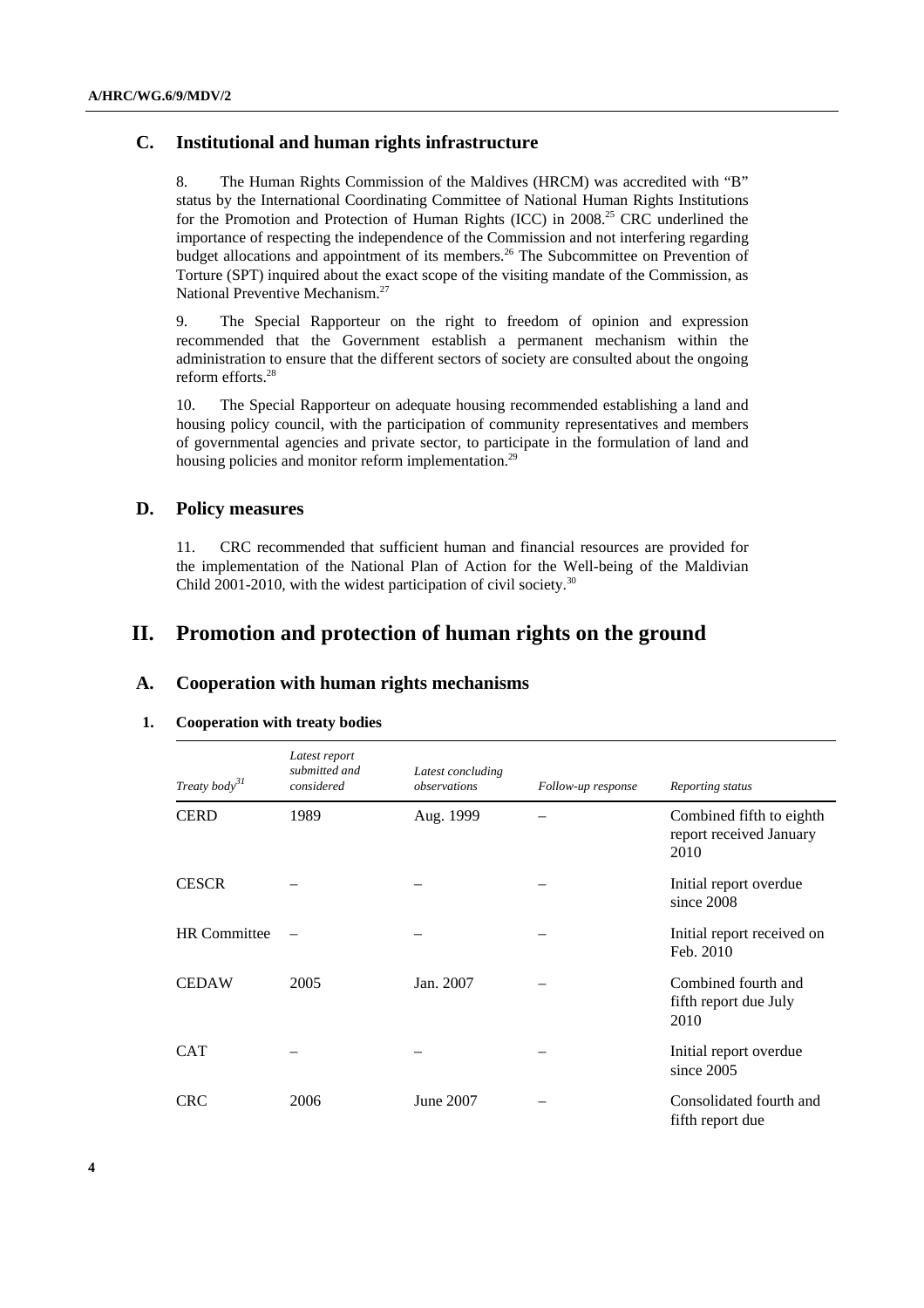## C. Institutional and human rights infrastructure

8. The Human Rights Commission of the Maldives (HRCM) was accredited with "B" status by the International Coordinating Committee of National Human Rights Institutions for the Promotion and Protection of Human Rights (ICC) in 2008.[25] CRC underlined the importance of respecting the independence of the Commission and not interfering regarding budget allocations and appointment of its members.[26] The Subcommittee on Prevention of Torture (SPT) inquired about the exact scope of the visiting mandate of the Commission, as National Preventive Mechanism.[27]

9. The Special Rapporteur on the right to freedom of opinion and expression recommended that the Government establish a permanent mechanism within the administration to ensure that the different sectors of society are consulted about the ongoing reform efforts.[28]

10. The Special Rapporteur on adequate housing recommended establishing a land and housing policy council, with the participation of community representatives and members of governmental agencies and private sector, to participate in the formulation of land and housing policies and monitor reform implementation.[29]

## D. Policy measures

11. CRC recommended that sufficient human and financial resources are provided for the implementation of the National Plan of Action for the Well-being of the Maldivian Child 2001-2010, with the widest participation of civil society.[30]

# II. Promotion and protection of human rights on the ground

## A. Cooperation with human rights mechanisms

### 1. Cooperation with treaty bodies

| *Treaty body*[31] | *Latest report submitted and considered* | *Latest concluding observations* | *Follow-up response* | *Reporting status* |
|---|---|---|---|---|
| CERD | 1989 | Aug. 1999 | – | Combined fifth to eighth report received January 2010 |
| CESCR | – | – | – | Initial report overdue since 2008 |
| HR Committee | – | – | – | Initial report received on Feb. 2010 |
| CEDAW | 2005 | Jan. 2007 | – | Combined fourth and fifth report due July 2010 |
| CAT | – | – | – | Initial report overdue since 2005 |
| CRC | 2006 | June 2007 | – | Consolidated fourth and fifth report due |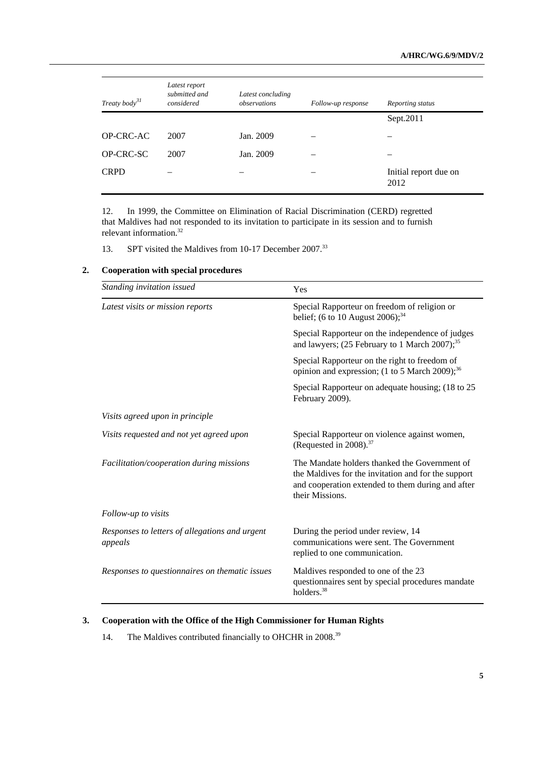| Treaty body[31] | Latest report submitted and considered | Latest concluding observations | Follow-up response | Reporting status |
|---|---|---|---|---|
| | | | | Sept.2011 |
| OP-CRC-AC | 2007 | Jan. 2009 | – | – |
| OP-CRC-SC | 2007 | Jan. 2009 | – | – |
| CRPD | – | – | – | Initial report due on 2012 |

12. In 1999, the Committee on Elimination of Racial Discrimination (CERD) regretted that Maldives had not responded to its invitation to participate in its session and to furnish relevant information.[32]

13. SPT visited the Maldives from 10-17 December 2007.[33]

### 2. Cooperation with special procedures

| *Standing invitation issued* | Yes |
|---|---|
| *Latest visits or mission reports* | Special Rapporteur on freedom of religion or belief; (6 to 10 August 2006);[34] |
| | Special Rapporteur on the independence of judges and lawyers; (25 February to 1 March 2007);[35] |
| | Special Rapporteur on the right to freedom of opinion and expression; (1 to 5 March 2009);[36] |
| | Special Rapporteur on adequate housing; (18 to 25 February 2009). |
| *Visits agreed upon in principle* | |
| *Visits requested and not yet agreed upon* | Special Rapporteur on violence against women, (Requested in 2008).[37] |
| *Facilitation/cooperation during missions* | The Mandate holders thanked the Government of the Maldives for the invitation and for the support and cooperation extended to them during and after their Missions. |
| *Follow-up to visits* | |
| *Responses to letters of allegations and urgent appeals* | During the period under review, 14 communications were sent. The Government replied to one communication. |
| *Responses to questionnaires on thematic issues* | Maldives responded to one of the 23 questionnaires sent by special procedures mandate holders.[38] |

### 3. Cooperation with the Office of the High Commissioner for Human Rights

14. The Maldives contributed financially to OHCHR in 2008.[39]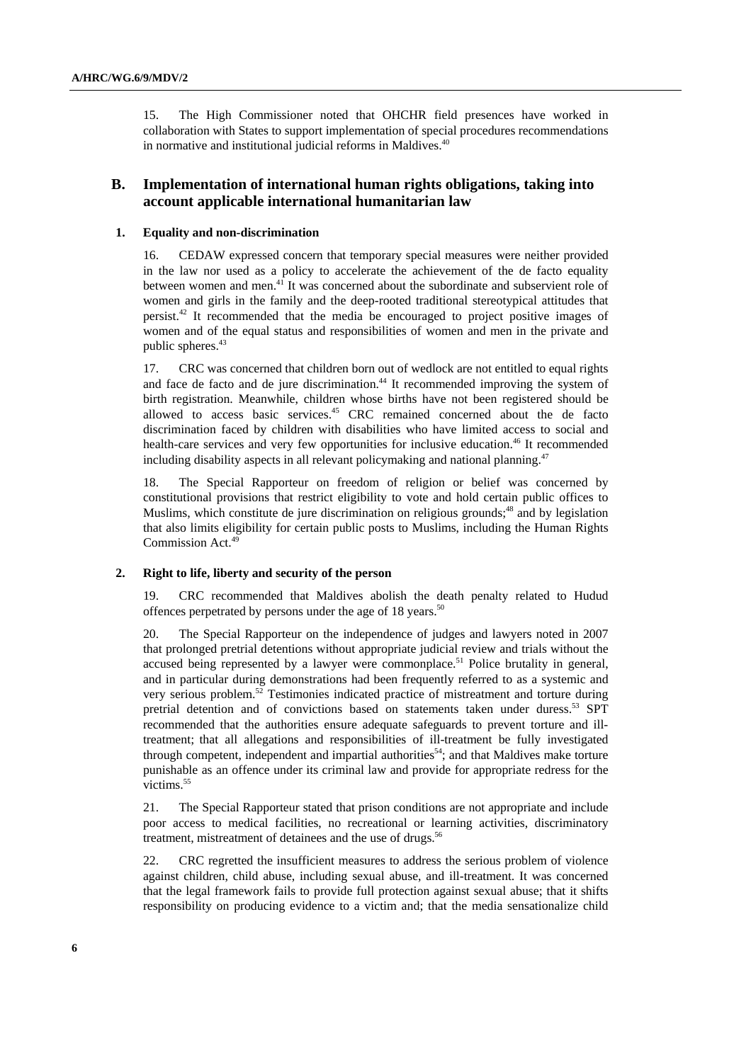15. The High Commissioner noted that OHCHR field presences have worked in collaboration with States to support implementation of special procedures recommendations in normative and institutional judicial reforms in Maldives.[40]

## B. Implementation of international human rights obligations, taking into account applicable international humanitarian law

### 1. Equality and non-discrimination

16. CEDAW expressed concern that temporary special measures were neither provided in the law nor used as a policy to accelerate the achievement of the de facto equality between women and men.[41] It was concerned about the subordinate and subservient role of women and girls in the family and the deep-rooted traditional stereotypical attitudes that persist.[42] It recommended that the media be encouraged to project positive images of women and of the equal status and responsibilities of women and men in the private and public spheres.[43]

17. CRC was concerned that children born out of wedlock are not entitled to equal rights and face de facto and de jure discrimination.[44] It recommended improving the system of birth registration. Meanwhile, children whose births have not been registered should be allowed to access basic services.[45] CRC remained concerned about the de facto discrimination faced by children with disabilities who have limited access to social and health-care services and very few opportunities for inclusive education.[46] It recommended including disability aspects in all relevant policymaking and national planning.[47]

18. The Special Rapporteur on freedom of religion or belief was concerned by constitutional provisions that restrict eligibility to vote and hold certain public offices to Muslims, which constitute de jure discrimination on religious grounds;[48] and by legislation that also limits eligibility for certain public posts to Muslims, including the Human Rights Commission Act.[49]

### 2. Right to life, liberty and security of the person

19. CRC recommended that Maldives abolish the death penalty related to Hudud offences perpetrated by persons under the age of 18 years.[50]

20. The Special Rapporteur on the independence of judges and lawyers noted in 2007 that prolonged pretrial detentions without appropriate judicial review and trials without the accused being represented by a lawyer were commonplace.[51] Police brutality in general, and in particular during demonstrations had been frequently referred to as a systemic and very serious problem.[52] Testimonies indicated practice of mistreatment and torture during pretrial detention and of convictions based on statements taken under duress.[53] SPT recommended that the authorities ensure adequate safeguards to prevent torture and ill-treatment; that all allegations and responsibilities of ill-treatment be fully investigated through competent, independent and impartial authorities[54]; and that Maldives make torture punishable as an offence under its criminal law and provide for appropriate redress for the victims.[55]

21. The Special Rapporteur stated that prison conditions are not appropriate and include poor access to medical facilities, no recreational or learning activities, discriminatory treatment, mistreatment of detainees and the use of drugs.[56]

22. CRC regretted the insufficient measures to address the serious problem of violence against children, child abuse, including sexual abuse, and ill-treatment. It was concerned that the legal framework fails to provide full protection against sexual abuse; that it shifts responsibility on producing evidence to a victim and; that the media sensationalize child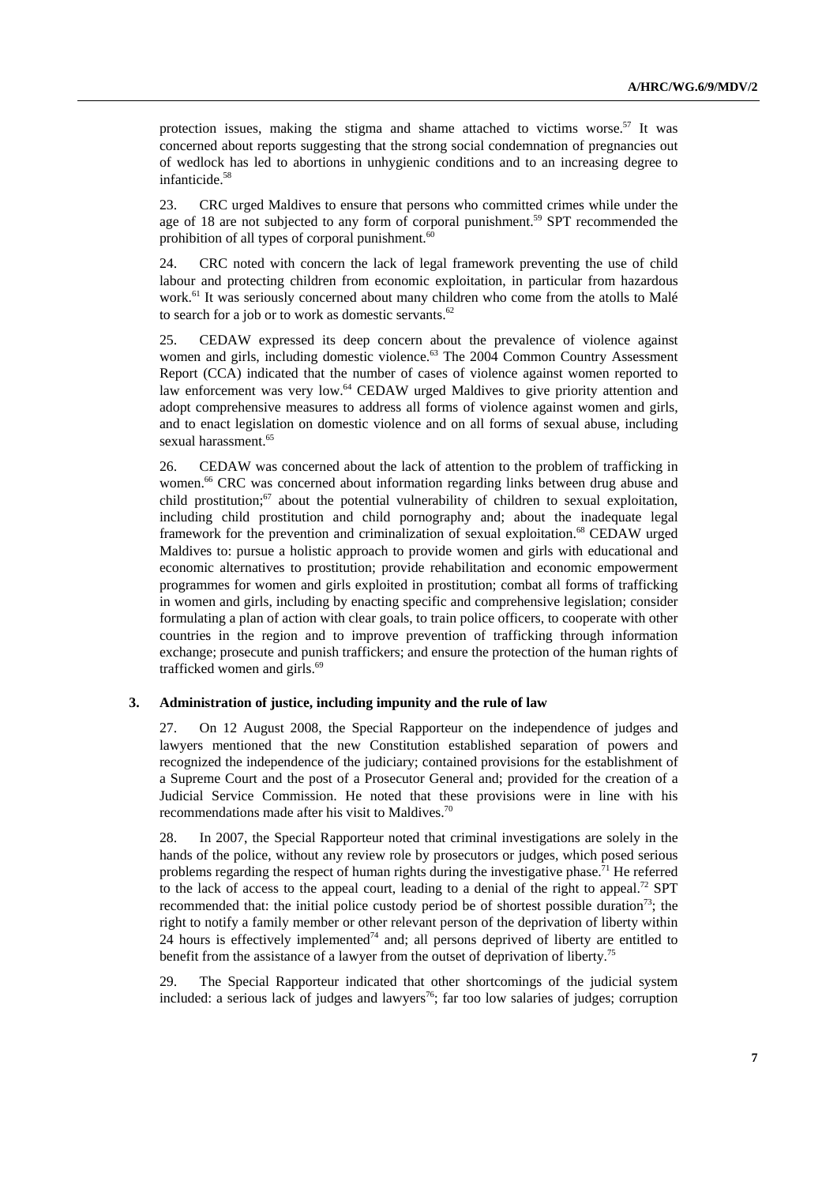protection issues, making the stigma and shame attached to victims worse.[57] It was concerned about reports suggesting that the strong social condemnation of pregnancies out of wedlock has led to abortions in unhygienic conditions and to an increasing degree to infanticide.[58]

23. CRC urged Maldives to ensure that persons who committed crimes while under the age of 18 are not subjected to any form of corporal punishment.[59] SPT recommended the prohibition of all types of corporal punishment.[60]

24. CRC noted with concern the lack of legal framework preventing the use of child labour and protecting children from economic exploitation, in particular from hazardous work.[61] It was seriously concerned about many children who come from the atolls to Malé to search for a job or to work as domestic servants.[62]

25. CEDAW expressed its deep concern about the prevalence of violence against women and girls, including domestic violence.[63] The 2004 Common Country Assessment Report (CCA) indicated that the number of cases of violence against women reported to law enforcement was very low.[64] CEDAW urged Maldives to give priority attention and adopt comprehensive measures to address all forms of violence against women and girls, and to enact legislation on domestic violence and on all forms of sexual abuse, including sexual harassment.[65]

26. CEDAW was concerned about the lack of attention to the problem of trafficking in women.[66] CRC was concerned about information regarding links between drug abuse and child prostitution;[67] about the potential vulnerability of children to sexual exploitation, including child prostitution and child pornography and; about the inadequate legal framework for the prevention and criminalization of sexual exploitation.[68] CEDAW urged Maldives to: pursue a holistic approach to provide women and girls with educational and economic alternatives to prostitution; provide rehabilitation and economic empowerment programmes for women and girls exploited in prostitution; combat all forms of trafficking in women and girls, including by enacting specific and comprehensive legislation; consider formulating a plan of action with clear goals, to train police officers, to cooperate with other countries in the region and to improve prevention of trafficking through information exchange; prosecute and punish traffickers; and ensure the protection of the human rights of trafficked women and girls.[69]

### 3. Administration of justice, including impunity and the rule of law

27. On 12 August 2008, the Special Rapporteur on the independence of judges and lawyers mentioned that the new Constitution established separation of powers and recognized the independence of the judiciary; contained provisions for the establishment of a Supreme Court and the post of a Prosecutor General and; provided for the creation of a Judicial Service Commission. He noted that these provisions were in line with his recommendations made after his visit to Maldives.[70]

28. In 2007, the Special Rapporteur noted that criminal investigations are solely in the hands of the police, without any review role by prosecutors or judges, which posed serious problems regarding the respect of human rights during the investigative phase.[71] He referred to the lack of access to the appeal court, leading to a denial of the right to appeal.[72] SPT recommended that: the initial police custody period be of shortest possible duration[73]; the right to notify a family member or other relevant person of the deprivation of liberty within 24 hours is effectively implemented[74] and; all persons deprived of liberty are entitled to benefit from the assistance of a lawyer from the outset of deprivation of liberty.[75]

29. The Special Rapporteur indicated that other shortcomings of the judicial system included: a serious lack of judges and lawyers[76]; far too low salaries of judges; corruption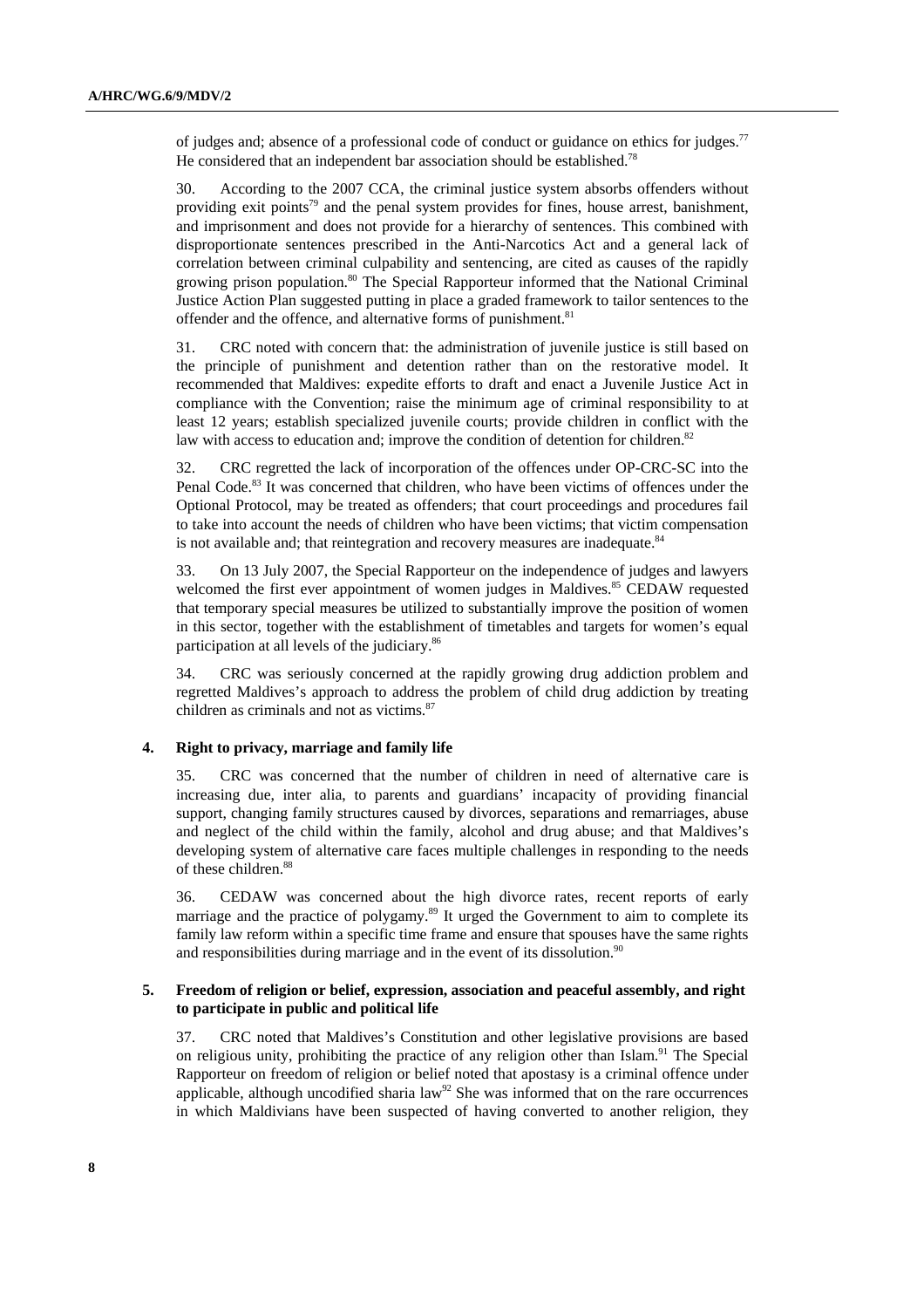of judges and; absence of a professional code of conduct or guidance on ethics for judges.[77] He considered that an independent bar association should be established.[78]

30. According to the 2007 CCA, the criminal justice system absorbs offenders without providing exit points[79] and the penal system provides for fines, house arrest, banishment, and imprisonment and does not provide for a hierarchy of sentences. This combined with disproportionate sentences prescribed in the Anti-Narcotics Act and a general lack of correlation between criminal culpability and sentencing, are cited as causes of the rapidly growing prison population.[80] The Special Rapporteur informed that the National Criminal Justice Action Plan suggested putting in place a graded framework to tailor sentences to the offender and the offence, and alternative forms of punishment.[81]

31. CRC noted with concern that: the administration of juvenile justice is still based on the principle of punishment and detention rather than on the restorative model. It recommended that Maldives: expedite efforts to draft and enact a Juvenile Justice Act in compliance with the Convention; raise the minimum age of criminal responsibility to at least 12 years; establish specialized juvenile courts; provide children in conflict with the law with access to education and; improve the condition of detention for children.[82]

32. CRC regretted the lack of incorporation of the offences under OP-CRC-SC into the Penal Code.[83] It was concerned that children, who have been victims of offences under the Optional Protocol, may be treated as offenders; that court proceedings and procedures fail to take into account the needs of children who have been victims; that victim compensation is not available and; that reintegration and recovery measures are inadequate.[84]

33. On 13 July 2007, the Special Rapporteur on the independence of judges and lawyers welcomed the first ever appointment of women judges in Maldives.[85] CEDAW requested that temporary special measures be utilized to substantially improve the position of women in this sector, together with the establishment of timetables and targets for women's equal participation at all levels of the judiciary.[86]

34. CRC was seriously concerned at the rapidly growing drug addiction problem and regretted Maldives's approach to address the problem of child drug addiction by treating children as criminals and not as victims.[87]

### 4. Right to privacy, marriage and family life

35. CRC was concerned that the number of children in need of alternative care is increasing due, inter alia, to parents and guardians' incapacity of providing financial support, changing family structures caused by divorces, separations and remarriages, abuse and neglect of the child within the family, alcohol and drug abuse; and that Maldives's developing system of alternative care faces multiple challenges in responding to the needs of these children.[88]

36. CEDAW was concerned about the high divorce rates, recent reports of early marriage and the practice of polygamy.[89] It urged the Government to aim to complete its family law reform within a specific time frame and ensure that spouses have the same rights and responsibilities during marriage and in the event of its dissolution.[90]

### 5. Freedom of religion or belief, expression, association and peaceful assembly, and right to participate in public and political life

37. CRC noted that Maldives's Constitution and other legislative provisions are based on religious unity, prohibiting the practice of any religion other than Islam.[91] The Special Rapporteur on freedom of religion or belief noted that apostasy is a criminal offence under applicable, although uncodified sharia law[92] She was informed that on the rare occurrences in which Maldivians have been suspected of having converted to another religion, they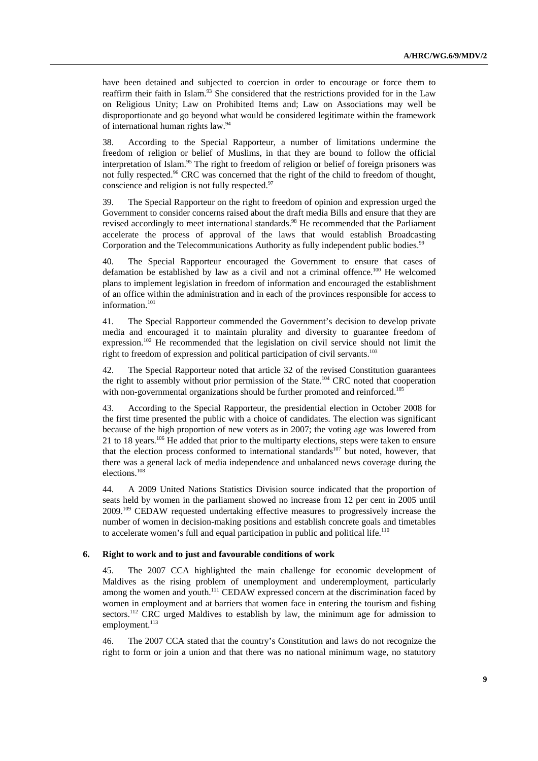have been detained and subjected to coercion in order to encourage or force them to reaffirm their faith in Islam.[93] She considered that the restrictions provided for in the Law on Religious Unity; Law on Prohibited Items and; Law on Associations may well be disproportionate and go beyond what would be considered legitimate within the framework of international human rights law.[94]

38. According to the Special Rapporteur, a number of limitations undermine the freedom of religion or belief of Muslims, in that they are bound to follow the official interpretation of Islam.[95] The right to freedom of religion or belief of foreign prisoners was not fully respected.[96] CRC was concerned that the right of the child to freedom of thought, conscience and religion is not fully respected.[97]

39. The Special Rapporteur on the right to freedom of opinion and expression urged the Government to consider concerns raised about the draft media Bills and ensure that they are revised accordingly to meet international standards.[98] He recommended that the Parliament accelerate the process of approval of the laws that would establish Broadcasting Corporation and the Telecommunications Authority as fully independent public bodies.[99]

40. The Special Rapporteur encouraged the Government to ensure that cases of defamation be established by law as a civil and not a criminal offence.[100] He welcomed plans to implement legislation in freedom of information and encouraged the establishment of an office within the administration and in each of the provinces responsible for access to information.[101]

41. The Special Rapporteur commended the Government's decision to develop private media and encouraged it to maintain plurality and diversity to guarantee freedom of expression.[102] He recommended that the legislation on civil service should not limit the right to freedom of expression and political participation of civil servants.[103]

42. The Special Rapporteur noted that article 32 of the revised Constitution guarantees the right to assembly without prior permission of the State.[104] CRC noted that cooperation with non-governmental organizations should be further promoted and reinforced.[105]

43. According to the Special Rapporteur, the presidential election in October 2008 for the first time presented the public with a choice of candidates. The election was significant because of the high proportion of new voters as in 2007; the voting age was lowered from 21 to 18 years.[106] He added that prior to the multiparty elections, steps were taken to ensure that the election process conformed to international standards[107] but noted, however, that there was a general lack of media independence and unbalanced news coverage during the elections.[108]

44. A 2009 United Nations Statistics Division source indicated that the proportion of seats held by women in the parliament showed no increase from 12 per cent in 2005 until 2009.[109] CEDAW requested undertaking effective measures to progressively increase the number of women in decision-making positions and establish concrete goals and timetables to accelerate women's full and equal participation in public and political life.[110]

### 6. Right to work and to just and favourable conditions of work

45. The 2007 CCA highlighted the main challenge for economic development of Maldives as the rising problem of unemployment and underemployment, particularly among the women and youth.[111] CEDAW expressed concern at the discrimination faced by women in employment and at barriers that women face in entering the tourism and fishing sectors.[112] CRC urged Maldives to establish by law, the minimum age for admission to employment.[113]

46. The 2007 CCA stated that the country's Constitution and laws do not recognize the right to form or join a union and that there was no national minimum wage, no statutory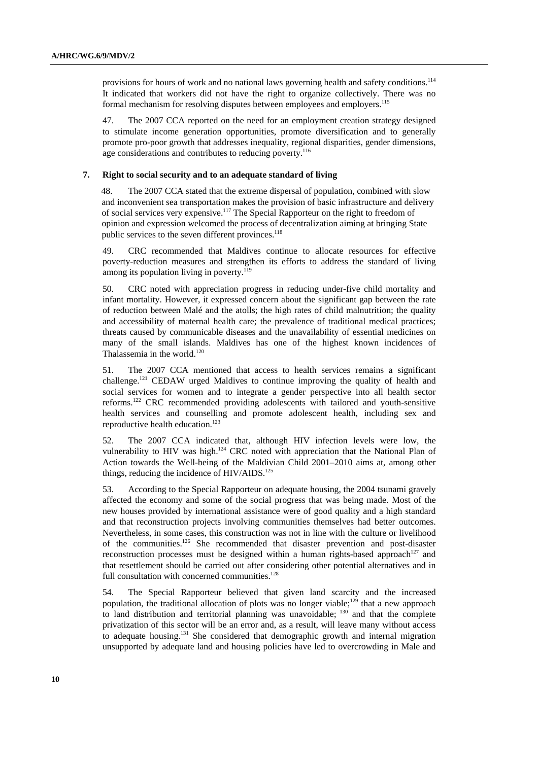provisions for hours of work and no national laws governing health and safety conditions.[114] It indicated that workers did not have the right to organize collectively. There was no formal mechanism for resolving disputes between employees and employers.[115]

47. The 2007 CCA reported on the need for an employment creation strategy designed to stimulate income generation opportunities, promote diversification and to generally promote pro-poor growth that addresses inequality, regional disparities, gender dimensions, age considerations and contributes to reducing poverty.[116]

### 7. Right to social security and to an adequate standard of living

48. The 2007 CCA stated that the extreme dispersal of population, combined with slow and inconvenient sea transportation makes the provision of basic infrastructure and delivery of social services very expensive.[117] The Special Rapporteur on the right to freedom of opinion and expression welcomed the process of decentralization aiming at bringing State public services to the seven different provinces.[118]

49. CRC recommended that Maldives continue to allocate resources for effective poverty-reduction measures and strengthen its efforts to address the standard of living among its population living in poverty.[119]

50. CRC noted with appreciation progress in reducing under-five child mortality and infant mortality. However, it expressed concern about the significant gap between the rate of reduction between Malé and the atolls; the high rates of child malnutrition; the quality and accessibility of maternal health care; the prevalence of traditional medical practices; threats caused by communicable diseases and the unavailability of essential medicines on many of the small islands. Maldives has one of the highest known incidences of Thalassemia in the world.[120]

51. The 2007 CCA mentioned that access to health services remains a significant challenge.[121] CEDAW urged Maldives to continue improving the quality of health and social services for women and to integrate a gender perspective into all health sector reforms.[122] CRC recommended providing adolescents with tailored and youth-sensitive health services and counselling and promote adolescent health, including sex and reproductive health education.[123]

52. The 2007 CCA indicated that, although HIV infection levels were low, the vulnerability to HIV was high.[124] CRC noted with appreciation that the National Plan of Action towards the Well-being of the Maldivian Child 2001–2010 aims at, among other things, reducing the incidence of HIV/AIDS.[125]

53. According to the Special Rapporteur on adequate housing, the 2004 tsunami gravely affected the economy and some of the social progress that was being made. Most of the new houses provided by international assistance were of good quality and a high standard and that reconstruction projects involving communities themselves had better outcomes. Nevertheless, in some cases, this construction was not in line with the culture or livelihood of the communities.[126] She recommended that disaster prevention and post-disaster reconstruction processes must be designed within a human rights-based approach[127] and that resettlement should be carried out after considering other potential alternatives and in full consultation with concerned communities.[128]

54. The Special Rapporteur believed that given land scarcity and the increased population, the traditional allocation of plots was no longer viable;[129] that a new approach to land distribution and territorial planning was unavoidable; [130] and that the complete privatization of this sector will be an error and, as a result, will leave many without access to adequate housing.[131] She considered that demographic growth and internal migration unsupported by adequate land and housing policies have led to overcrowding in Male and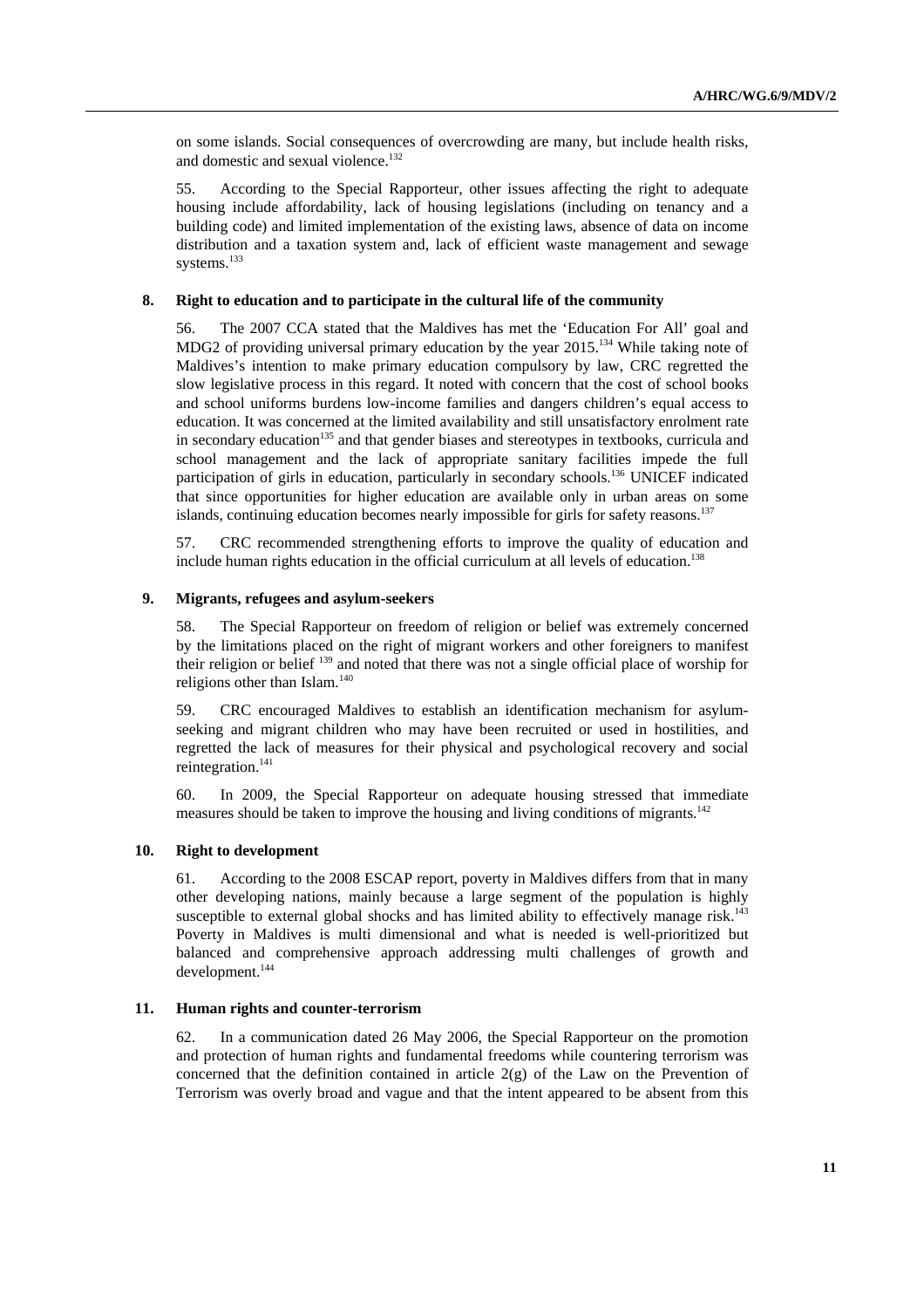on some islands. Social consequences of overcrowding are many, but include health risks, and domestic and sexual violence.[132]

55. According to the Special Rapporteur, other issues affecting the right to adequate housing include affordability, lack of housing legislations (including on tenancy and a building code) and limited implementation of the existing laws, absence of data on income distribution and a taxation system and, lack of efficient waste management and sewage systems.[133]

### 8. Right to education and to participate in the cultural life of the community

56. The 2007 CCA stated that the Maldives has met the 'Education For All' goal and MDG2 of providing universal primary education by the year 2015.[134] While taking note of Maldives's intention to make primary education compulsory by law, CRC regretted the slow legislative process in this regard. It noted with concern that the cost of school books and school uniforms burdens low-income families and dangers children's equal access to education. It was concerned at the limited availability and still unsatisfactory enrolment rate in secondary education[135] and that gender biases and stereotypes in textbooks, curricula and school management and the lack of appropriate sanitary facilities impede the full participation of girls in education, particularly in secondary schools.[136] UNICEF indicated that since opportunities for higher education are available only in urban areas on some islands, continuing education becomes nearly impossible for girls for safety reasons.[137]

57. CRC recommended strengthening efforts to improve the quality of education and include human rights education in the official curriculum at all levels of education.[138]

### 9. Migrants, refugees and asylum-seekers

58. The Special Rapporteur on freedom of religion or belief was extremely concerned by the limitations placed on the right of migrant workers and other foreigners to manifest their religion or belief [139] and noted that there was not a single official place of worship for religions other than Islam.[140]

59. CRC encouraged Maldives to establish an identification mechanism for asylum-seeking and migrant children who may have been recruited or used in hostilities, and regretted the lack of measures for their physical and psychological recovery and social reintegration.[141]

60. In 2009, the Special Rapporteur on adequate housing stressed that immediate measures should be taken to improve the housing and living conditions of migrants.[142]

### 10. Right to development

61. According to the 2008 ESCAP report, poverty in Maldives differs from that in many other developing nations, mainly because a large segment of the population is highly susceptible to external global shocks and has limited ability to effectively manage risk.[143] Poverty in Maldives is multi dimensional and what is needed is well-prioritized but balanced and comprehensive approach addressing multi challenges of growth and development.[144]

### 11. Human rights and counter-terrorism

62. In a communication dated 26 May 2006, the Special Rapporteur on the promotion and protection of human rights and fundamental freedoms while countering terrorism was concerned that the definition contained in article 2(g) of the Law on the Prevention of Terrorism was overly broad and vague and that the intent appeared to be absent from this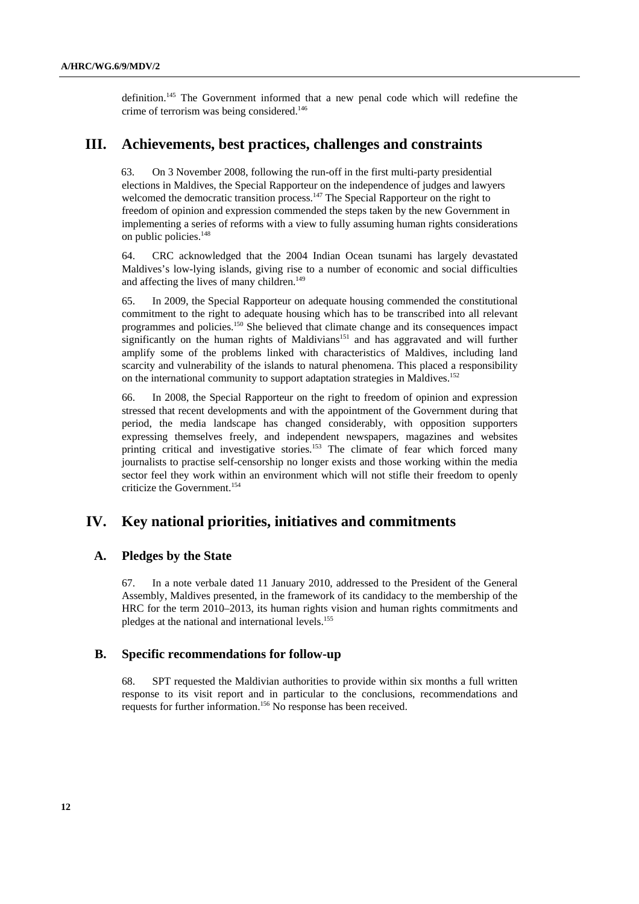definition.[145] The Government informed that a new penal code which will redefine the crime of terrorism was being considered.[146]

## III. Achievements, best practices, challenges and constraints

63. On 3 November 2008, following the run-off in the first multi-party presidential elections in Maldives, the Special Rapporteur on the independence of judges and lawyers welcomed the democratic transition process.[147] The Special Rapporteur on the right to freedom of opinion and expression commended the steps taken by the new Government in implementing a series of reforms with a view to fully assuming human rights considerations on public policies.[148]

64. CRC acknowledged that the 2004 Indian Ocean tsunami has largely devastated Maldives's low-lying islands, giving rise to a number of economic and social difficulties and affecting the lives of many children.[149]

65. In 2009, the Special Rapporteur on adequate housing commended the constitutional commitment to the right to adequate housing which has to be transcribed into all relevant programmes and policies.[150] She believed that climate change and its consequences impact significantly on the human rights of Maldivians[151] and has aggravated and will further amplify some of the problems linked with characteristics of Maldives, including land scarcity and vulnerability of the islands to natural phenomena. This placed a responsibility on the international community to support adaptation strategies in Maldives.[152]

66. In 2008, the Special Rapporteur on the right to freedom of opinion and expression stressed that recent developments and with the appointment of the Government during that period, the media landscape has changed considerably, with opposition supporters expressing themselves freely, and independent newspapers, magazines and websites printing critical and investigative stories.[153] The climate of fear which forced many journalists to practise self-censorship no longer exists and those working within the media sector feel they work within an environment which will not stifle their freedom to openly criticize the Government.[154]

## IV. Key national priorities, initiatives and commitments

### A. Pledges by the State

67. In a note verbale dated 11 January 2010, addressed to the President of the General Assembly, Maldives presented, in the framework of its candidacy to the membership of the HRC for the term 2010–2013, its human rights vision and human rights commitments and pledges at the national and international levels.[155]

### B. Specific recommendations for follow-up

68. SPT requested the Maldivian authorities to provide within six months a full written response to its visit report and in particular to the conclusions, recommendations and requests for further information.[156] No response has been received.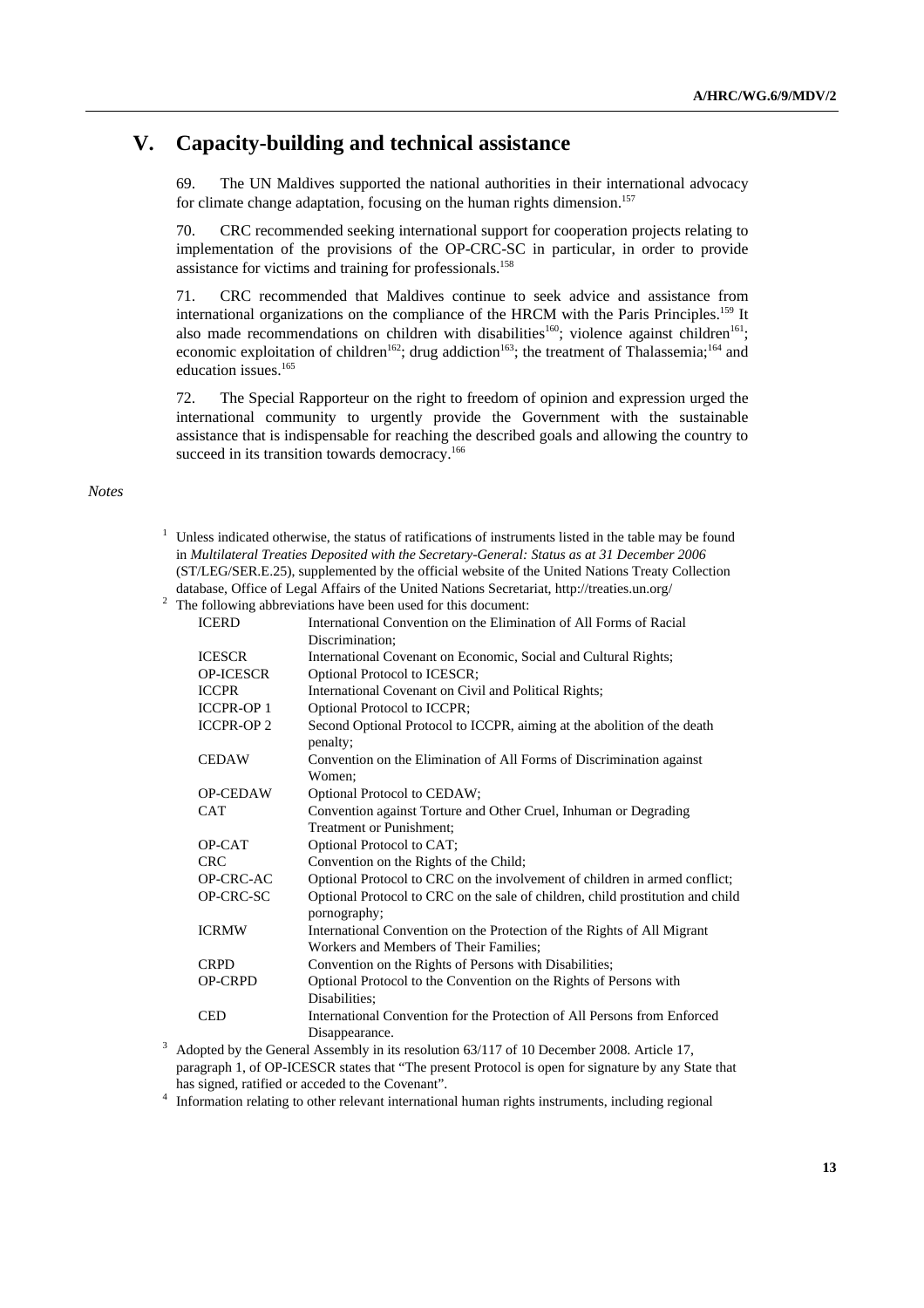## V. Capacity-building and technical assistance

69. The UN Maldives supported the national authorities in their international advocacy for climate change adaptation, focusing on the human rights dimension.[157]

70. CRC recommended seeking international support for cooperation projects relating to implementation of the provisions of the OP-CRC-SC in particular, in order to provide assistance for victims and training for professionals.[158]

71. CRC recommended that Maldives continue to seek advice and assistance from international organizations on the compliance of the HRCM with the Paris Principles.[159] It also made recommendations on children with disabilities[160]; violence against children[161]; economic exploitation of children[162]; drug addiction[163]; the treatment of Thalassemia;[164] and education issues.[165]

72. The Special Rapporteur on the right to freedom of opinion and expression urged the international community to urgently provide the Government with the sustainable assistance that is indispensable for reaching the described goals and allowing the country to succeed in its transition towards democracy.[166]

*Notes*

[1] Unless indicated otherwise, the status of ratifications of instruments listed in the table may be found in *Multilateral Treaties Deposited with the Secretary-General: Status as at 31 December 2006* (ST/LEG/SER.E.25), supplemented by the official website of the United Nations Treaty Collection database, Office of Legal Affairs of the United Nations Secretariat, http://treaties.un.org/

[2] The following abbreviations have been used for this document:

| | |
|---|---|
| ICERD | International Convention on the Elimination of All Forms of Racial Discrimination; |
| ICESCR | International Covenant on Economic, Social and Cultural Rights; |
| OP-ICESCR | Optional Protocol to ICESCR; |
| ICCPR | International Covenant on Civil and Political Rights; |
| ICCPR-OP 1 | Optional Protocol to ICCPR; |
| ICCPR-OP 2 | Second Optional Protocol to ICCPR, aiming at the abolition of the death penalty; |
| CEDAW | Convention on the Elimination of All Forms of Discrimination against Women; |
| OP-CEDAW | Optional Protocol to CEDAW; |
| CAT | Convention against Torture and Other Cruel, Inhuman or Degrading Treatment or Punishment; |
| OP-CAT | Optional Protocol to CAT; |
| CRC | Convention on the Rights of the Child; |
| OP-CRC-AC | Optional Protocol to CRC on the involvement of children in armed conflict; |
| OP-CRC-SC | Optional Protocol to CRC on the sale of children, child prostitution and child pornography; |
| ICRMW | International Convention on the Protection of the Rights of All Migrant Workers and Members of Their Families; |
| CRPD | Convention on the Rights of Persons with Disabilities; |
| OP-CRPD | Optional Protocol to the Convention on the Rights of Persons with Disabilities; |
| CED | International Convention for the Protection of All Persons from Enforced Disappearance. |

[3] Adopted by the General Assembly in its resolution 63/117 of 10 December 2008. Article 17, paragraph 1, of OP-ICESCR states that "The present Protocol is open for signature by any State that has signed, ratified or acceded to the Covenant".

[4] Information relating to other relevant international human rights instruments, including regional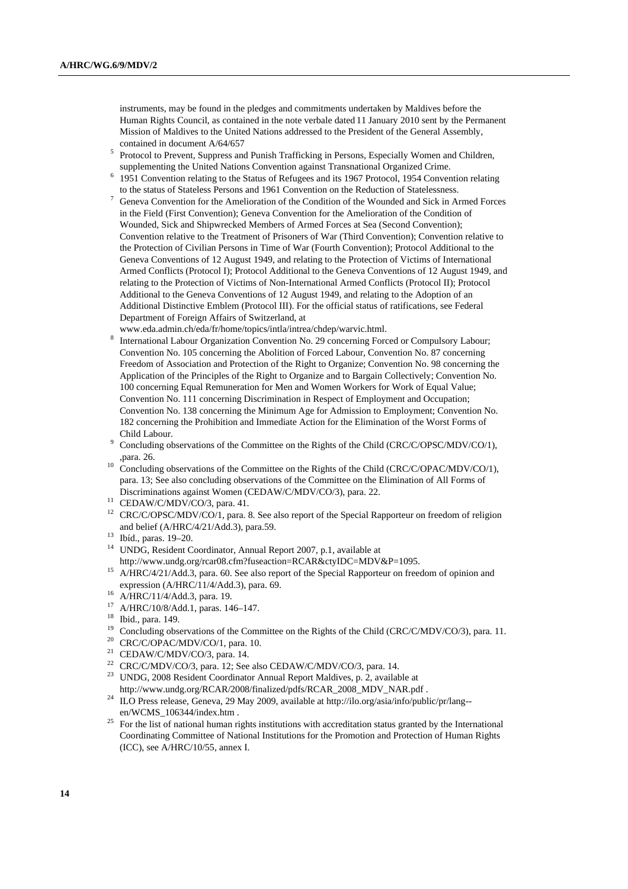instruments, may be found in the pledges and commitments undertaken by Maldives before the Human Rights Council, as contained in the note verbale dated 11 January 2010 sent by the Permanent Mission of Maldives to the United Nations addressed to the President of the General Assembly, contained in document A/64/657

[5] Protocol to Prevent, Suppress and Punish Trafficking in Persons, Especially Women and Children, supplementing the United Nations Convention against Transnational Organized Crime.

[6] 1951 Convention relating to the Status of Refugees and its 1967 Protocol, 1954 Convention relating to the status of Stateless Persons and 1961 Convention on the Reduction of Statelessness.

[7] Geneva Convention for the Amelioration of the Condition of the Wounded and Sick in Armed Forces in the Field (First Convention); Geneva Convention for the Amelioration of the Condition of Wounded, Sick and Shipwrecked Members of Armed Forces at Sea (Second Convention); Convention relative to the Treatment of Prisoners of War (Third Convention); Convention relative to the Protection of Civilian Persons in Time of War (Fourth Convention); Protocol Additional to the Geneva Conventions of 12 August 1949, and relating to the Protection of Victims of International Armed Conflicts (Protocol I); Protocol Additional to the Geneva Conventions of 12 August 1949, and relating to the Protection of Victims of Non-International Armed Conflicts (Protocol II); Protocol Additional to the Geneva Conventions of 12 August 1949, and relating to the Adoption of an Additional Distinctive Emblem (Protocol III). For the official status of ratifications, see Federal Department of Foreign Affairs of Switzerland, at www.eda.admin.ch/eda/fr/home/topics/intla/intrea/chdep/warvic.html.

[8] International Labour Organization Convention No. 29 concerning Forced or Compulsory Labour; Convention No. 105 concerning the Abolition of Forced Labour, Convention No. 87 concerning Freedom of Association and Protection of the Right to Organize; Convention No. 98 concerning the Application of the Principles of the Right to Organize and to Bargain Collectively; Convention No. 100 concerning Equal Remuneration for Men and Women Workers for Work of Equal Value; Convention No. 111 concerning Discrimination in Respect of Employment and Occupation; Convention No. 138 concerning the Minimum Age for Admission to Employment; Convention No. 182 concerning the Prohibition and Immediate Action for the Elimination of the Worst Forms of Child Labour.

[9] Concluding observations of the Committee on the Rights of the Child (CRC/C/OPSC/MDV/CO/1), ,para. 26.

[10] Concluding observations of the Committee on the Rights of the Child (CRC/C/OPAC/MDV/CO/1), para. 13; See also concluding observations of the Committee on the Elimination of All Forms of Discriminations against Women (CEDAW/C/MDV/CO/3), para. 22.

[11] CEDAW/C/MDV/CO/3, para. 41.

[12] CRC/C/OPSC/MDV/CO/1, para. 8. See also report of the Special Rapporteur on freedom of religion and belief (A/HRC/4/21/Add.3), para.59.

[13] Ibíd., paras. 19–20.

[14] UNDG, Resident Coordinator, Annual Report 2007, p.1, available at http://www.undg.org/rcar08.cfm?fuseaction=RCAR&ctyIDC=MDV&P=1095.

[15] A/HRC/4/21/Add.3, para. 60. See also report of the Special Rapporteur on freedom of opinion and expression (A/HRC/11/4/Add.3), para. 69.

[16] A/HRC/11/4/Add.3, para. 19.

[17] A/HRC/10/8/Add.1, paras. 146–147.

[18] Ibid., para. 149.

[19] Concluding observations of the Committee on the Rights of the Child (CRC/C/MDV/CO/3), para. 11.

[20] CRC/C/OPAC/MDV/CO/1, para. 10.

[21] CEDAW/C/MDV/CO/3, para. 14.

[22] CRC/C/MDV/CO/3, para. 12; See also CEDAW/C/MDV/CO/3, para. 14.

[23] UNDG, 2008 Resident Coordinator Annual Report Maldives, p. 2, available at http://www.undg.org/RCAR/2008/finalized/pdfs/RCAR_2008_MDV_NAR.pdf .

[24] ILO Press release, Geneva, 29 May 2009, available at http://ilo.org/asia/info/public/pr/lang--en/WCMS_106344/index.htm .

[25] For the list of national human rights institutions with accreditation status granted by the International Coordinating Committee of National Institutions for the Promotion and Protection of Human Rights (ICC), see A/HRC/10/55, annex I.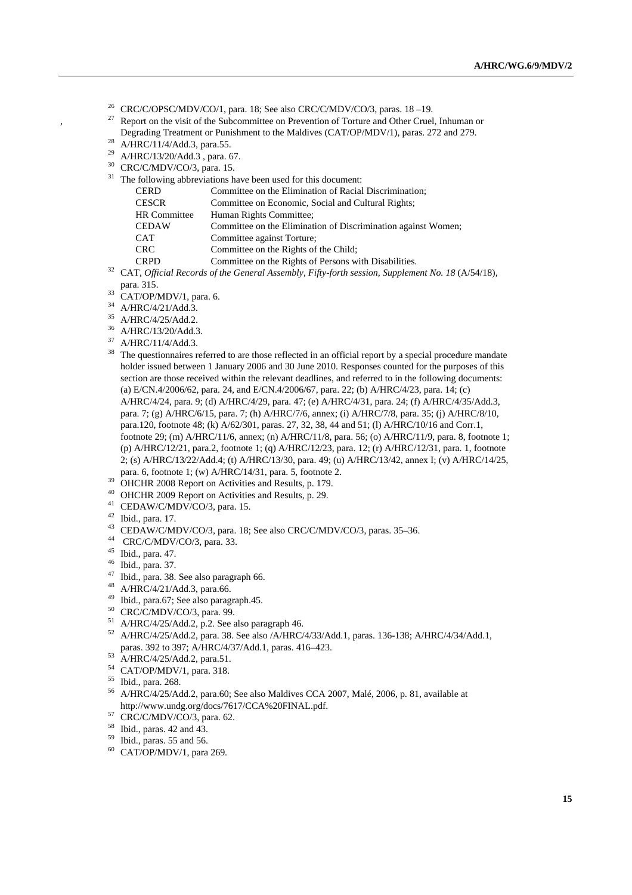[26] CRC/C/OPSC/MDV/CO/1, para. 18; See also CRC/C/MDV/CO/3, paras. 18 –19.

[27] Report on the visit of the Subcommittee on Prevention of Torture and Other Cruel, Inhuman or Degrading Treatment or Punishment to the Maldives (CAT/OP/MDV/1), paras. 272 and 279.

[28] A/HRC/11/4/Add.3, para.55.

[29] A/HRC/13/20/Add.3 , para. 67.

[30] CRC/C/MDV/CO/3, para. 15.

[31] The following abbreviations have been used for this document:

| | |
|---|---|
| CERD | Committee on the Elimination of Racial Discrimination; |
| CESCR | Committee on Economic, Social and Cultural Rights; |
| HR Committee | Human Rights Committee; |
| CEDAW | Committee on the Elimination of Discrimination against Women; |
| CAT | Committee against Torture; |
| CRC | Committee on the Rights of the Child; |
| CRPD | Committee on the Rights of Persons with Disabilities. |

[32] CAT, *Official Records of the General Assembly, Fifty-forth session, Supplement No. 18* (A/54/18), para. 315.

[33] CAT/OP/MDV/1, para. 6.

[34] A/HRC/4/21/Add.3.

[35] A/HRC/4/25/Add.2.

[36] A/HRC/13/20/Add.3.

[37] A/HRC/11/4/Add.3.

[38] The questionnaires referred to are those reflected in an official report by a special procedure mandate holder issued between 1 January 2006 and 30 June 2010. Responses counted for the purposes of this section are those received within the relevant deadlines, and referred to in the following documents: (a) E/CN.4/2006/62, para. 24, and E/CN.4/2006/67, para. 22; (b) A/HRC/4/23, para. 14; (c) A/HRC/4/24, para. 9; (d) A/HRC/4/29, para. 47; (e) A/HRC/4/31, para. 24; (f) A/HRC/4/35/Add.3, para. 7; (g) A/HRC/6/15, para. 7; (h) A/HRC/7/6, annex; (i) A/HRC/7/8, para. 35; (j) A/HRC/8/10, para.120, footnote 48; (k) A/62/301, paras. 27, 32, 38, 44 and 51; (l) A/HRC/10/16 and Corr.1, footnote 29; (m) A/HRC/11/6, annex; (n) A/HRC/11/8, para. 56; (o) A/HRC/11/9, para. 8, footnote 1; (p) A/HRC/12/21, para.2, footnote 1; (q) A/HRC/12/23, para. 12; (r) A/HRC/12/31, para. 1, footnote 2; (s) A/HRC/13/22/Add.4; (t) A/HRC/13/30, para. 49; (u) A/HRC/13/42, annex I; (v) A/HRC/14/25, para. 6, footnote 1; (w) A/HRC/14/31, para. 5, footnote 2.

[39] OHCHR 2008 Report on Activities and Results, p. 179.

[40] OHCHR 2009 Report on Activities and Results, p. 29.

[41] CEDAW/C/MDV/CO/3, para. 15.

[42] Ibid., para. 17.

[43] CEDAW/C/MDV/CO/3, para. 18; See also CRC/C/MDV/CO/3, paras. 35–36.

[44] CRC/C/MDV/CO/3, para. 33.

[45] Ibid., para. 47.

[46] Ibid., para. 37.

[47] Ibid., para. 38. See also paragraph 66.

[48] A/HRC/4/21/Add.3, para.66.

[49] Ibid., para.67; See also paragraph.45.

[50] CRC/C/MDV/CO/3, para. 99.

[51] A/HRC/4/25/Add.2, p.2. See also paragraph 46.

[52] A/HRC/4/25/Add.2, para. 38. See also /A/HRC/4/33/Add.1, paras. 136-138; A/HRC/4/34/Add.1, paras. 392 to 397; A/HRC/4/37/Add.1, paras. 416–423.

[53] A/HRC/4/25/Add.2, para.51.

[54] CAT/OP/MDV/1, para. 318.

[55] Ibid., para. 268.

[56] A/HRC/4/25/Add.2, para.60; See also Maldives CCA 2007, Malé, 2006, p. 81, available at http://www.undg.org/docs/7617/CCA%20FINAL.pdf.

[57] CRC/C/MDV/CO/3, para. 62.

[58] Ibid., paras. 42 and 43.

[59] Ibid., paras. 55 and 56.

[60] CAT/OP/MDV/1, para 269.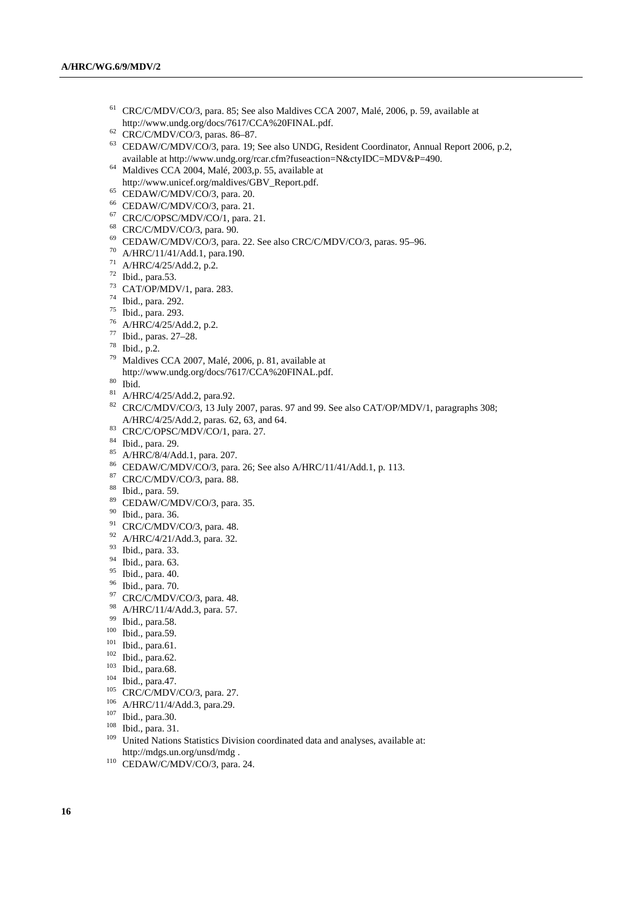[61] CRC/C/MDV/CO/3, para. 85; See also Maldives CCA 2007, Malé, 2006, p. 59, available at http://www.undg.org/docs/7617/CCA%20FINAL.pdf.

[62] CRC/C/MDV/CO/3, paras. 86–87.

[63] CEDAW/C/MDV/CO/3, para. 19; See also UNDG, Resident Coordinator, Annual Report 2006, p.2, available at http://www.undg.org/rcar.cfm?fuseaction=N&ctyIDC=MDV&P=490.

[64] Maldives CCA 2004, Malé, 2003,p. 55, available at http://www.unicef.org/maldives/GBV_Report.pdf.

[65] CEDAW/C/MDV/CO/3, para. 20.

[66] CEDAW/C/MDV/CO/3, para. 21.

[67] CRC/C/OPSC/MDV/CO/1, para. 21.

[68] CRC/C/MDV/CO/3, para. 90.

[69] CEDAW/C/MDV/CO/3, para. 22. See also CRC/C/MDV/CO/3, paras. 95–96.

[70] A/HRC/11/41/Add.1, para.190.

[71] A/HRC/4/25/Add.2, p.2.

[72] Ibid., para.53.

[73] CAT/OP/MDV/1, para. 283.

[74] Ibid., para. 292.

[75] Ibid., para. 293.

[76] A/HRC/4/25/Add.2, p.2.

[77] Ibid., paras. 27–28.

[78] Ibid., p.2.

[79] Maldives CCA 2007, Malé, 2006, p. 81, available at http://www.undg.org/docs/7617/CCA%20FINAL.pdf.

[80] Ibid.

[81] A/HRC/4/25/Add.2, para.92.

[82] CRC/C/MDV/CO/3, 13 July 2007, paras. 97 and 99. See also CAT/OP/MDV/1, paragraphs 308; A/HRC/4/25/Add.2, paras. 62, 63, and 64.

[83] CRC/C/OPSC/MDV/CO/1, para. 27.

[84] Ibid., para. 29.

[85] A/HRC/8/4/Add.1, para. 207.

[86] CEDAW/C/MDV/CO/3, para. 26; See also A/HRC/11/41/Add.1, p. 113.

[87] CRC/C/MDV/CO/3, para. 88.

[88] Ibid., para. 59.

[89] CEDAW/C/MDV/CO/3, para. 35.

[90] Ibid., para. 36.

[91] CRC/C/MDV/CO/3, para. 48.

[92] A/HRC/4/21/Add.3, para. 32.

[93] Ibid., para. 33.

[94] Ibid., para. 63.

[95] Ibid., para. 40.

[96] Ibid., para. 70.

[97] CRC/C/MDV/CO/3, para. 48.

[98] A/HRC/11/4/Add.3, para. 57.

[99] Ibid., para.58.

[100] Ibid., para.59.

[101] Ibid., para.61.

[102] Ibid., para.62.

[103] Ibid., para.68.

[104] Ibid., para.47.

[105] CRC/C/MDV/CO/3, para. 27.

[106] A/HRC/11/4/Add.3, para.29.

[107] Ibid., para.30.

[108] Ibid., para. 31.

[109] United Nations Statistics Division coordinated data and analyses, available at: http://mdgs.un.org/unsd/mdg .

[110] CEDAW/C/MDV/CO/3, para. 24.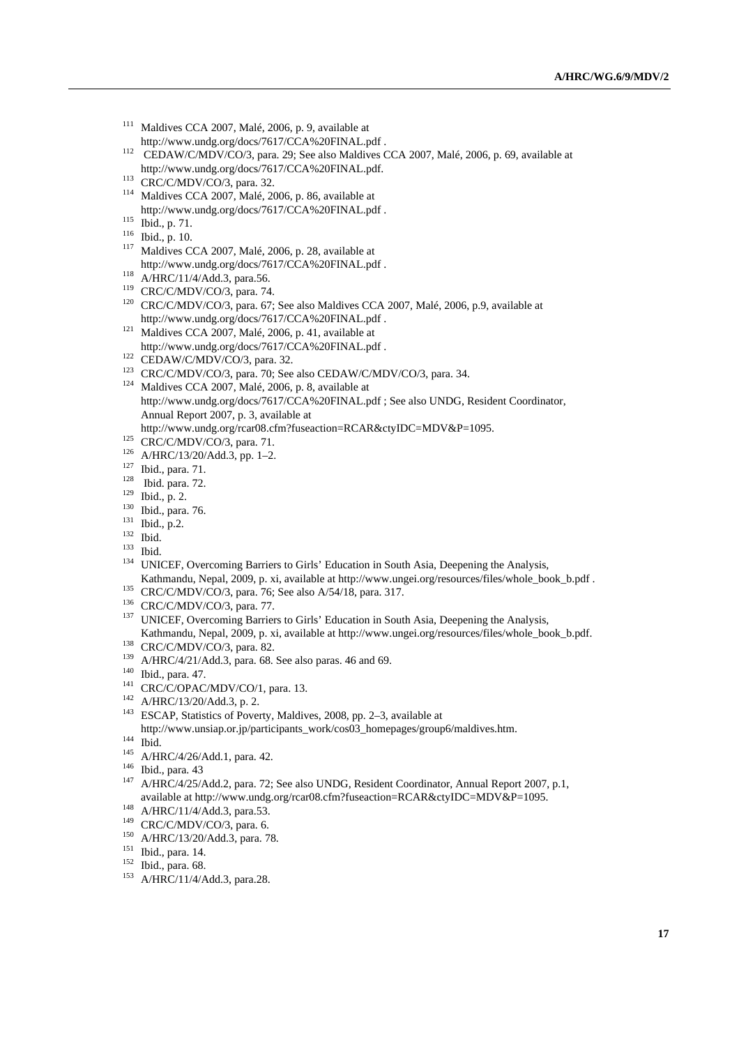[111] Maldives CCA 2007, Malé, 2006, p. 9, available at http://www.undg.org/docs/7617/CCA%20FINAL.pdf .

[112] CEDAW/C/MDV/CO/3, para. 29; See also Maldives CCA 2007, Malé, 2006, p. 69, available at http://www.undg.org/docs/7617/CCA%20FINAL.pdf.

[113] CRC/C/MDV/CO/3, para. 32.

[114] Maldives CCA 2007, Malé, 2006, p. 86, available at http://www.undg.org/docs/7617/CCA%20FINAL.pdf .

[115] Ibid., p. 71.

[116] Ibid., p. 10.

[117] Maldives CCA 2007, Malé, 2006, p. 28, available at http://www.undg.org/docs/7617/CCA%20FINAL.pdf .

[118] A/HRC/11/4/Add.3, para.56.

[119] CRC/C/MDV/CO/3, para. 74.

[120] CRC/C/MDV/CO/3, para. 67; See also Maldives CCA 2007, Malé, 2006, p.9, available at http://www.undg.org/docs/7617/CCA%20FINAL.pdf .

[121] Maldives CCA 2007, Malé, 2006, p. 41, available at http://www.undg.org/docs/7617/CCA%20FINAL.pdf .

[122] CEDAW/C/MDV/CO/3, para. 32.

[123] CRC/C/MDV/CO/3, para. 70; See also CEDAW/C/MDV/CO/3, para. 34.

[124] Maldives CCA 2007, Malé, 2006, p. 8, available at http://www.undg.org/docs/7617/CCA%20FINAL.pdf ; See also UNDG, Resident Coordinator, Annual Report 2007, p. 3, available at http://www.undg.org/rcar08.cfm?fuseaction=RCAR&ctyIDC=MDV&P=1095.

[125] CRC/C/MDV/CO/3, para. 71.

[126] A/HRC/13/20/Add.3, pp. 1–2.

[127] Ibid., para. 71.

[128] Ibid. para. 72.

[129] Ibid., p. 2.

[130] Ibid., para. 76.

[131] Ibid., p.2.

[132] Ibid.

[133] Ibid.

[134] UNICEF, Overcoming Barriers to Girls' Education in South Asia, Deepening the Analysis, Kathmandu, Nepal, 2009, p. xi, available at http://www.ungei.org/resources/files/whole_book_b.pdf .

[135] CRC/C/MDV/CO/3, para. 76; See also A/54/18, para. 317.

[136] CRC/C/MDV/CO/3, para. 77.

[137] UNICEF, Overcoming Barriers to Girls' Education in South Asia, Deepening the Analysis, Kathmandu, Nepal, 2009, p. xi, available at http://www.ungei.org/resources/files/whole_book_b.pdf.

[138] CRC/C/MDV/CO/3, para. 82.

[139] A/HRC/4/21/Add.3, para. 68. See also paras. 46 and 69.

[140] Ibid., para. 47.

[141] CRC/C/OPAC/MDV/CO/1, para. 13.

[142] A/HRC/13/20/Add.3, p. 2.

[143] ESCAP, Statistics of Poverty, Maldives, 2008, pp. 2–3, available at http://www.unsiap.or.jp/participants_work/cos03_homepages/group6/maldives.htm.

[144] Ibid.

[145] A/HRC/4/26/Add.1, para. 42.

[146] Ibid., para. 43

[147] A/HRC/4/25/Add.2, para. 72; See also UNDG, Resident Coordinator, Annual Report 2007, p.1, available at http://www.undg.org/rcar08.cfm?fuseaction=RCAR&ctyIDC=MDV&P=1095.

[148] A/HRC/11/4/Add.3, para.53.

[149] CRC/C/MDV/CO/3, para. 6.

[150] A/HRC/13/20/Add.3, para. 78.

[151] Ibid., para. 14.

[152] Ibid., para. 68.

[153] A/HRC/11/4/Add.3, para.28.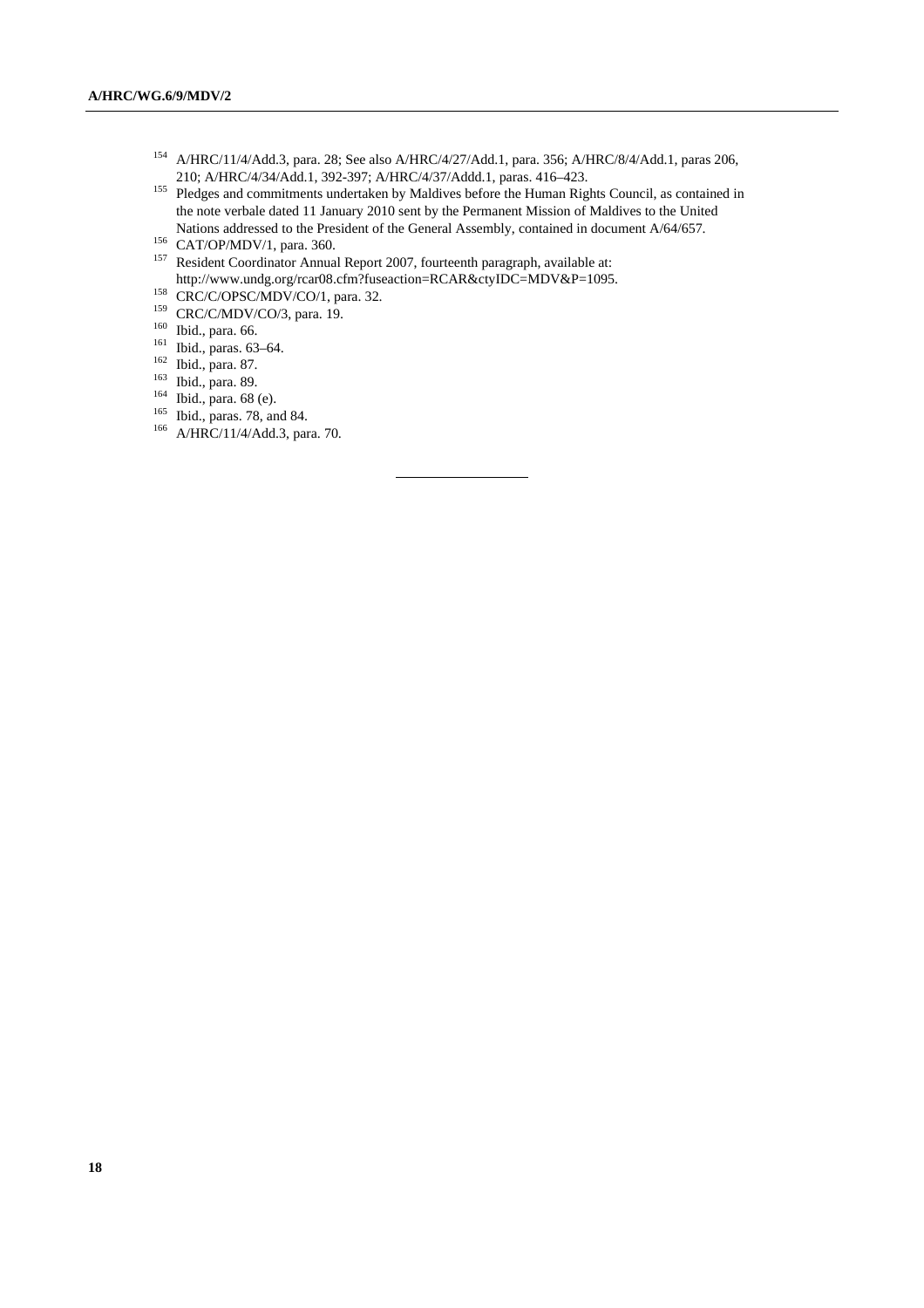[154] A/HRC/11/4/Add.3, para. 28; See also A/HRC/4/27/Add.1, para. 356; A/HRC/8/4/Add.1, paras 206, 210; A/HRC/4/34/Add.1, 392-397; A/HRC/4/37/Addd.1, paras. 416–423.

[155] Pledges and commitments undertaken by Maldives before the Human Rights Council, as contained in the note verbale dated 11 January 2010 sent by the Permanent Mission of Maldives to the United Nations addressed to the President of the General Assembly, contained in document A/64/657.

[156] CAT/OP/MDV/1, para. 360.

[157] Resident Coordinator Annual Report 2007, fourteenth paragraph, available at: http://www.undg.org/rcar08.cfm?fuseaction=RCAR&ctyIDC=MDV&P=1095.

[158] CRC/C/OPSC/MDV/CO/1, para. 32.

[159] CRC/C/MDV/CO/3, para. 19.

[160] Ibid., para. 66.

[161] Ibid., paras. 63–64.

[162] Ibid., para. 87.

[163] Ibid., para. 89.

[164] Ibid., para. 68 (e).

[165] Ibid., paras. 78, and 84.

[166] A/HRC/11/4/Add.3, para. 70.